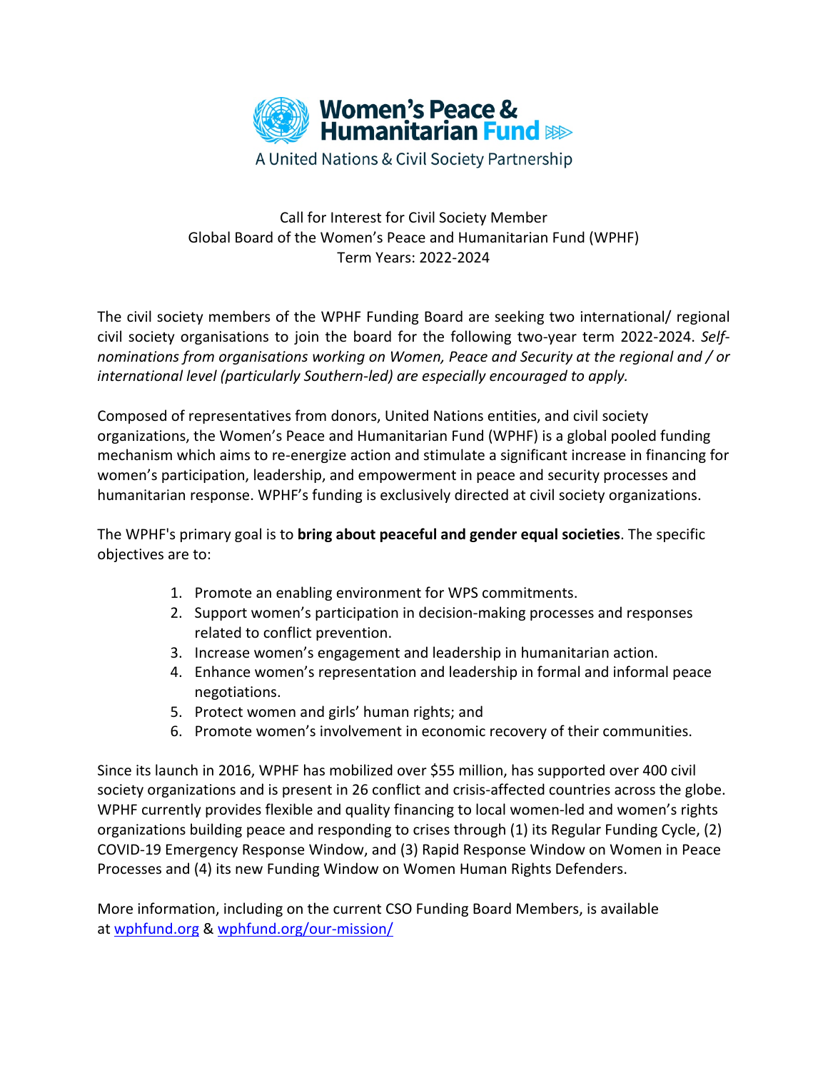**Women's Peace & Humanitarian Fund**

A United Nations & Civil Society Partnership

# Call for Interest for Civil Society Member
## Global Board of the Women's Peace and Humanitarian Fund (WPHF)
### Term Years: 2022-2024

The civil society members of the WPHF Funding Board are seeking two international/ regional civil society organisations to join the board for the following two-year term 2022-2024. *Self-nominations from organisations working on Women, Peace and Security at the regional and / or international level (particularly Southern-led) are especially encouraged to apply.*

Composed of representatives from donors, United Nations entities, and civil society organizations, the Women's Peace and Humanitarian Fund (WPHF) is a global pooled funding mechanism which aims to re-energize action and stimulate a significant increase in financing for women's participation, leadership, and empowerment in peace and security processes and humanitarian response. WPHF's funding is exclusively directed at civil society organizations.

The WPHF's primary goal is to **bring about peaceful and gender equal societies**. The specific objectives are to:

1. Promote an enabling environment for WPS commitments.
2. Support women's participation in decision-making processes and responses related to conflict prevention.
3. Increase women's engagement and leadership in humanitarian action.
4. Enhance women's representation and leadership in formal and informal peace negotiations.
5. Protect women and girls' human rights; and
6. Promote women's involvement in economic recovery of their communities.

Since its launch in 2016, WPHF has mobilized over $55 million, has supported over 400 civil society organizations and is present in 26 conflict and crisis-affected countries across the globe. WPHF currently provides flexible and quality financing to local women-led and women's rights organizations building peace and responding to crises through (1) its Regular Funding Cycle, (2) COVID-19 Emergency Response Window, and (3) Rapid Response Window on Women in Peace Processes and (4) its new Funding Window on Women Human Rights Defenders.

More information, including on the current CSO Funding Board Members, is available at [wphfund.org](https://wphfund.org) & [wphfund.org/our-mission/](https://wphfund.org/our-mission/)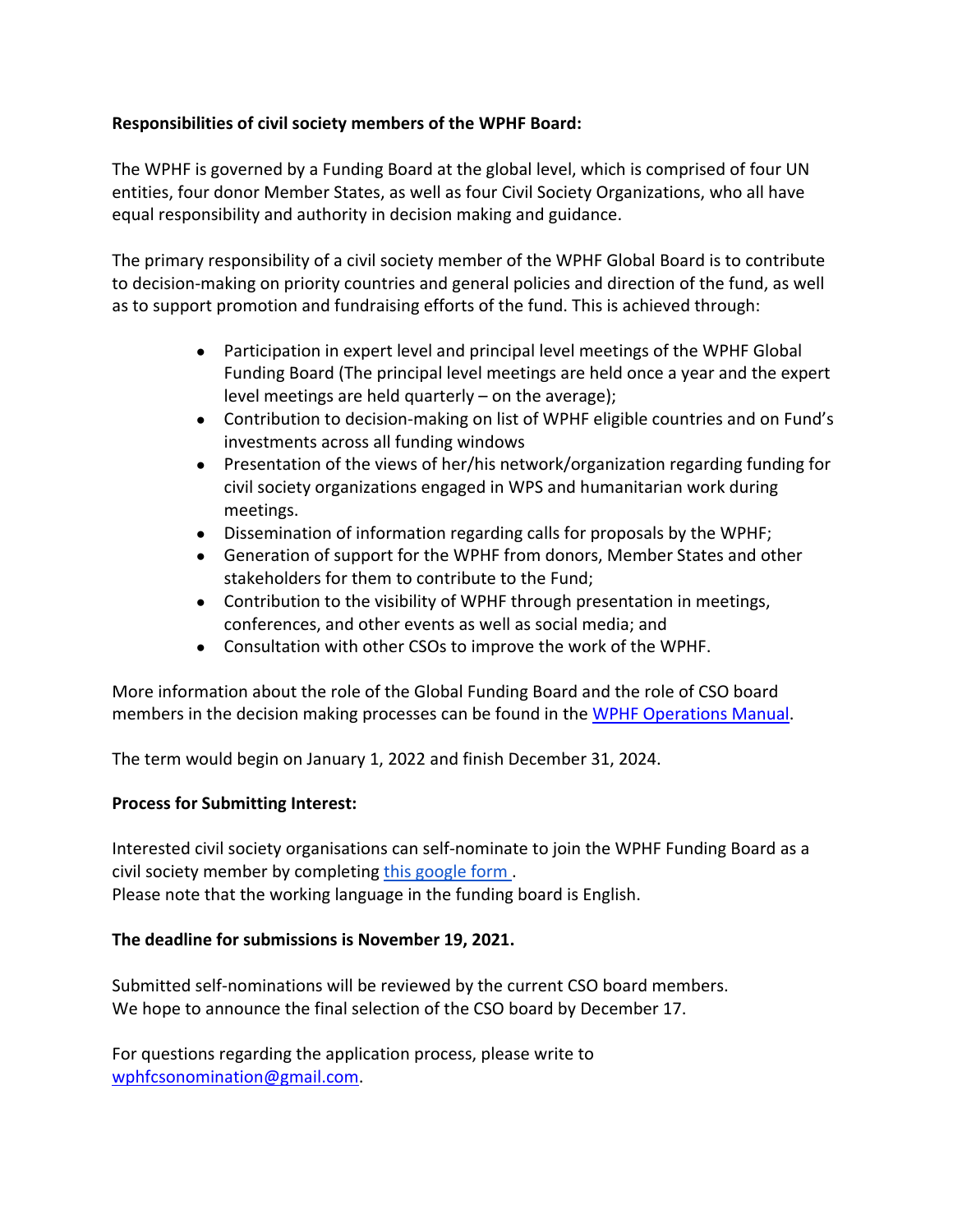**Responsibilities of civil society members of the WPHF Board:**

The WPHF is governed by a Funding Board at the global level, which is comprised of four UN entities, four donor Member States, as well as four Civil Society Organizations, who all have equal responsibility and authority in decision making and guidance.

The primary responsibility of a civil society member of the WPHF Global Board is to contribute to decision-making on priority countries and general policies and direction of the fund, as well as to support promotion and fundraising efforts of the fund. This is achieved through:

- Participation in expert level and principal level meetings of the WPHF Global Funding Board (The principal level meetings are held once a year and the expert level meetings are held quarterly – on the average);
- Contribution to decision-making on list of WPHF eligible countries and on Fund's investments across all funding windows
- Presentation of the views of her/his network/organization regarding funding for civil society organizations engaged in WPS and humanitarian work during meetings.
- Dissemination of information regarding calls for proposals by the WPHF;
- Generation of support for the WPHF from donors, Member States and other stakeholders for them to contribute to the Fund;
- Contribution to the visibility of WPHF through presentation in meetings, conferences, and other events as well as social media; and
- Consultation with other CSOs to improve the work of the WPHF.

More information about the role of the Global Funding Board and the role of CSO board members in the decision making processes can be found in the WPHF Operations Manual.

The term would begin on January 1, 2022 and finish December 31, 2024.

**Process for Submitting Interest:**

Interested civil society organisations can self-nominate to join the WPHF Funding Board as a civil society member by completing this google form .
Please note that the working language in the funding board is English.

**The deadline for submissions is November 19, 2021.**

Submitted self-nominations will be reviewed by the current CSO board members.
We hope to announce the final selection of the CSO board by December 17.

For questions regarding the application process, please write to wphfcsonomination@gmail.com.